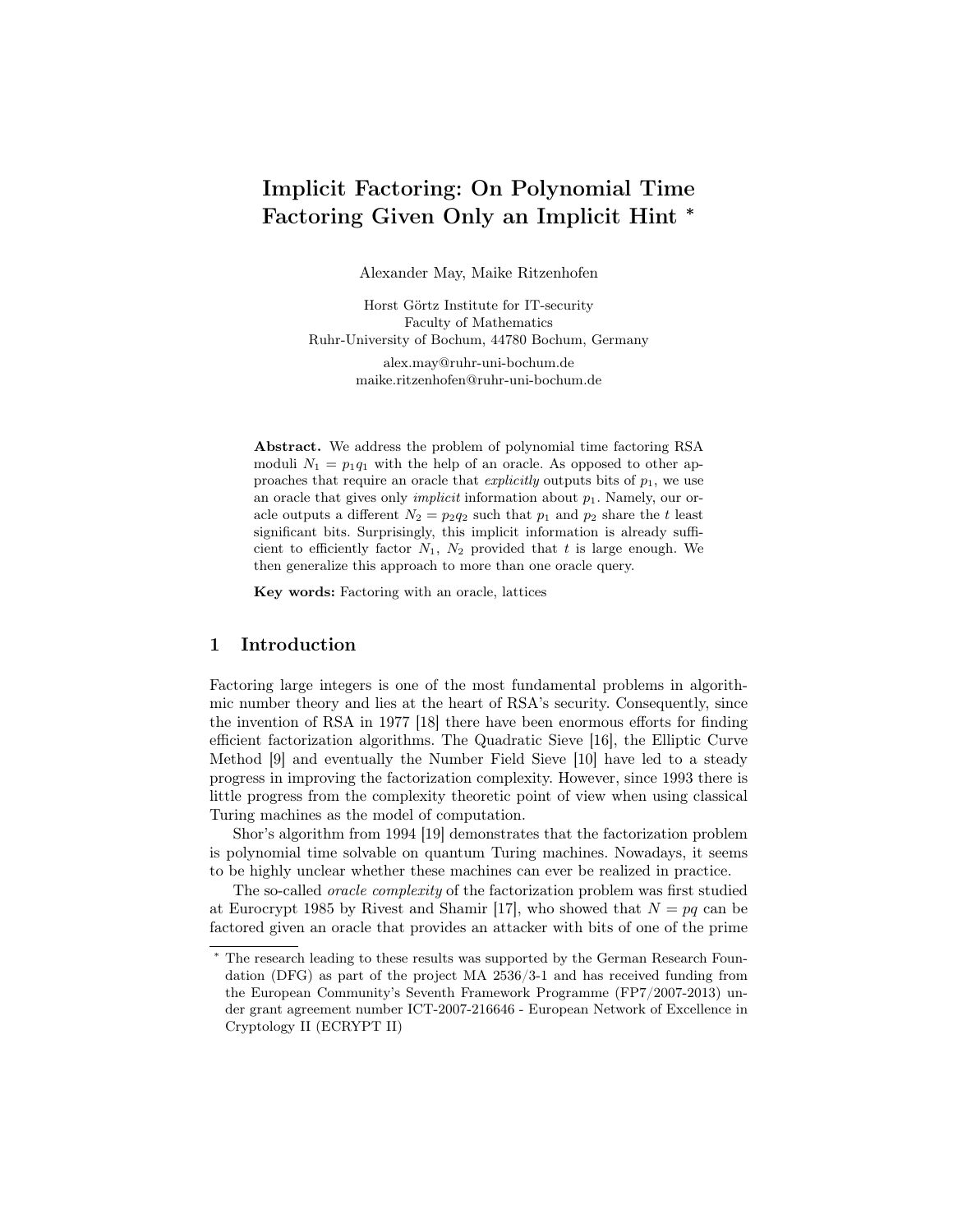# Implicit Factoring: On Polynomial Time Factoring Given Only an Implicit Hint *

Alexander May, Maike Ritzenhofen

Horst Görtz Institute for IT-security
Faculty of Mathematics
Ruhr-University of Bochum, 44780 Bochum, Germany

alex.may@ruhr-uni-bochum.de
maike.ritzenhofen@ruhr-uni-bochum.de

**Abstract.** We address the problem of polynomial time factoring RSA moduli $N_1 = p_1q_1$ with the help of an oracle. As opposed to other approaches that require an oracle that *explicitly* outputs bits of $p_1$, we use an oracle that gives only *implicit* information about $p_1$. Namely, our oracle outputs a different $N_2 = p_2q_2$ such that $p_1$ and $p_2$ share the $t$ least significant bits. Surprisingly, this implicit information is already sufficient to efficiently factor $N_1$, $N_2$ provided that $t$ is large enough. We then generalize this approach to more than one oracle query.

**Key words:** Factoring with an oracle, lattices

## 1 Introduction

Factoring large integers is one of the most fundamental problems in algorithmic number theory and lies at the heart of RSA's security. Consequently, since the invention of RSA in 1977 [18] there have been enormous efforts for finding efficient factorization algorithms. The Quadratic Sieve [16], the Elliptic Curve Method [9] and eventually the Number Field Sieve [10] have led to a steady progress in improving the factorization complexity. However, since 1993 there is little progress from the complexity theoretic point of view when using classical Turing machines as the model of computation.

Shor's algorithm from 1994 [19] demonstrates that the factorization problem is polynomial time solvable on quantum Turing machines. Nowadays, it seems to be highly unclear whether these machines can ever be realized in practice.

The so-called *oracle complexity* of the factorization problem was first studied at Eurocrypt 1985 by Rivest and Shamir [17], who showed that $N = pq$ can be factored given an oracle that provides an attacker with bits of one of the prime

---

* The research leading to these results was supported by the German Research Foundation (DFG) as part of the project MA 2536/3-1 and has received funding from the European Community's Seventh Framework Programme (FP7/2007-2013) under grant agreement number ICT-2007-216646 - European Network of Excellence in Cryptology II (ECRYPT II)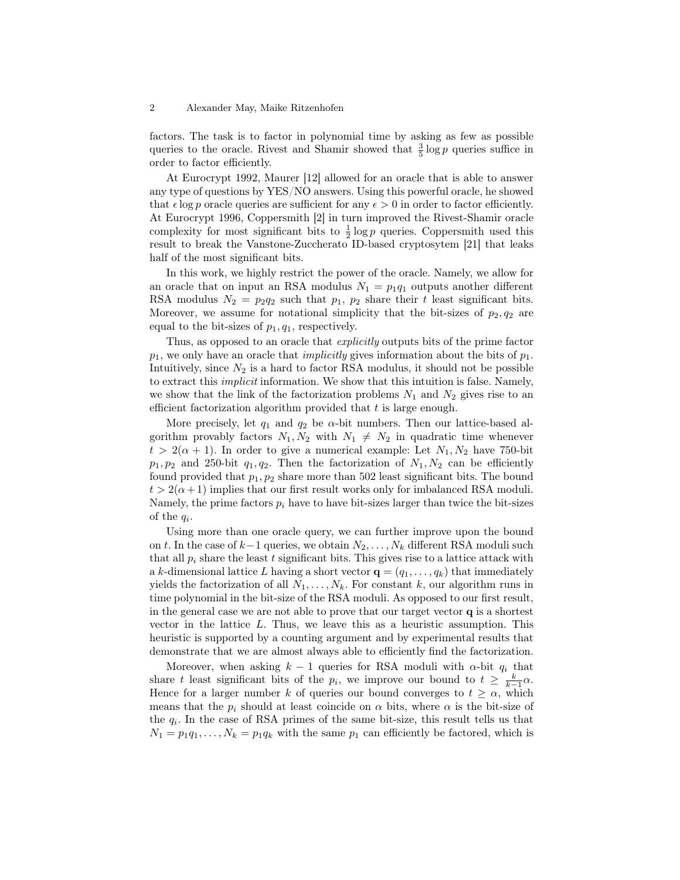factors. The task is to factor in polynomial time by asking as few as possible queries to the oracle. Rivest and Shamir showed that $\frac{3}{5}\log p$ queries suffice in order to factor efficiently.

At Eurocrypt 1992, Maurer [12] allowed for an oracle that is able to answer any type of questions by YES/NO answers. Using this powerful oracle, he showed that $\epsilon \log p$ oracle queries are sufficient for any $\epsilon > 0$ in order to factor efficiently. At Eurocrypt 1996, Coppersmith [2] in turn improved the Rivest-Shamir oracle complexity for most significant bits to $\frac{1}{2}\log p$ queries. Coppersmith used this result to break the Vanstone-Zuccherato ID-based cryptosytem [21] that leaks half of the most significant bits.

In this work, we highly restrict the power of the oracle. Namely, we allow for an oracle that on input an RSA modulus $N_1 = p_1 q_1$ outputs another different RSA modulus $N_2 = p_2 q_2$ such that $p_1$, $p_2$ share their $t$ least significant bits. Moreover, we assume for notational simplicity that the bit-sizes of $p_2, q_2$ are equal to the bit-sizes of $p_1, q_1$, respectively.

Thus, as opposed to an oracle that *explicitly* outputs bits of the prime factor $p_1$, we only have an oracle that *implicitly* gives information about the bits of $p_1$. Intuitively, since $N_2$ is a hard to factor RSA modulus, it should not be possible to extract this *implicit* information. We show that this intuition is false. Namely, we show that the link of the factorization problems $N_1$ and $N_2$ gives rise to an efficient factorization algorithm provided that $t$ is large enough.

More precisely, let $q_1$ and $q_2$ be $\alpha$-bit numbers. Then our lattice-based algorithm provably factors $N_1, N_2$ with $N_1 \neq N_2$ in quadratic time whenever $t > 2(\alpha + 1)$. In order to give a numerical example: Let $N_1, N_2$ have 750-bit $p_1, p_2$ and 250-bit $q_1, q_2$. Then the factorization of $N_1, N_2$ can be efficiently found provided that $p_1, p_2$ share more than 502 least significant bits. The bound $t > 2(\alpha+1)$ implies that our first result works only for imbalanced RSA moduli. Namely, the prime factors $p_i$ have to have bit-sizes larger than twice the bit-sizes of the $q_i$.

Using more than one oracle query, we can further improve upon the bound on $t$. In the case of $k-1$ queries, we obtain $N_2, \ldots, N_k$ different RSA moduli such that all $p_i$ share the least $t$ significant bits. This gives rise to a lattice attack with a $k$-dimensional lattice $L$ having a short vector $\mathbf{q} = (q_1, \ldots, q_k)$ that immediately yields the factorization of all $N_1, \ldots, N_k$. For constant $k$, our algorithm runs in time polynomial in the bit-size of the RSA moduli. As opposed to our first result, in the general case we are not able to prove that our target vector $\mathbf{q}$ is a shortest vector in the lattice $L$. Thus, we leave this as a heuristic assumption. This heuristic is supported by a counting argument and by experimental results that demonstrate that we are almost always able to efficiently find the factorization.

Moreover, when asking $k-1$ queries for RSA moduli with $\alpha$-bit $q_i$ that share $t$ least significant bits of the $p_i$, we improve our bound to $t \geq \frac{k}{k-1}\alpha$. Hence for a larger number $k$ of queries our bound converges to $t \geq \alpha$, which means that the $p_i$ should at least coincide on $\alpha$ bits, where $\alpha$ is the bit-size of the $q_i$. In the case of RSA primes of the same bit-size, this result tells us that $N_1 = p_1 q_1, \ldots, N_k = p_1 q_k$ with the same $p_1$ can efficiently be factored, which is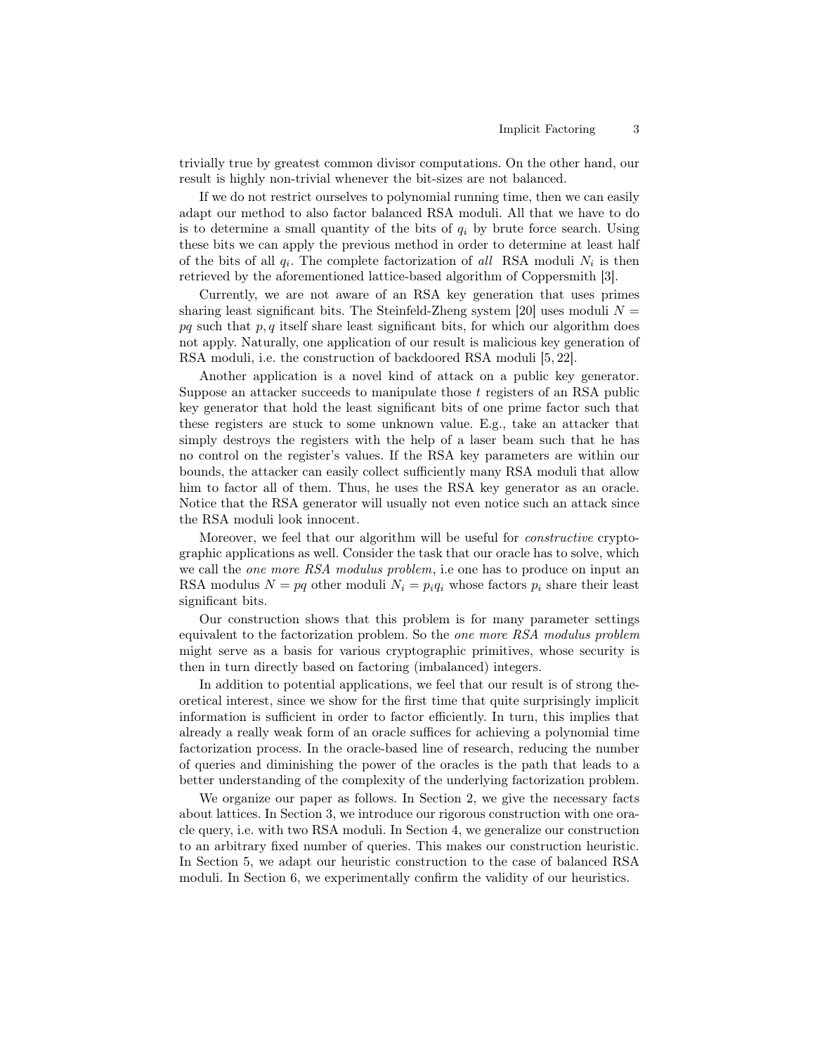trivially true by greatest common divisor computations. On the other hand, our result is highly non-trivial whenever the bit-sizes are not balanced.

If we do not restrict ourselves to polynomial running time, then we can easily adapt our method to also factor balanced RSA moduli. All that we have to do is to determine a small quantity of the bits of $q_i$ by brute force search. Using these bits we can apply the previous method in order to determine at least half of the bits of all $q_i$. The complete factorization of *all* RSA moduli $N_i$ is then retrieved by the aforementioned lattice-based algorithm of Coppersmith [3].

Currently, we are not aware of an RSA key generation that uses primes sharing least significant bits. The Steinfeld-Zheng system [20] uses moduli $N = pq$ such that $p, q$ itself share least significant bits, for which our algorithm does not apply. Naturally, one application of our result is malicious key generation of RSA moduli, i.e. the construction of backdoored RSA moduli [5, 22].

Another application is a novel kind of attack on a public key generator. Suppose an attacker succeeds to manipulate those $t$ registers of an RSA public key generator that hold the least significant bits of one prime factor such that these registers are stuck to some unknown value. E.g., take an attacker that simply destroys the registers with the help of a laser beam such that he has no control on the register's values. If the RSA key parameters are within our bounds, the attacker can easily collect sufficiently many RSA moduli that allow him to factor all of them. Thus, he uses the RSA key generator as an oracle. Notice that the RSA generator will usually not even notice such an attack since the RSA moduli look innocent.

Moreover, we feel that our algorithm will be useful for *constructive* cryptographic applications as well. Consider the task that our oracle has to solve, which we call the *one more RSA modulus problem*, i.e one has to produce on input an RSA modulus $N = pq$ other moduli $N_i = p_i q_i$ whose factors $p_i$ share their least significant bits.

Our construction shows that this problem is for many parameter settings equivalent to the factorization problem. So the *one more RSA modulus problem* might serve as a basis for various cryptographic primitives, whose security is then in turn directly based on factoring (imbalanced) integers.

In addition to potential applications, we feel that our result is of strong theoretical interest, since we show for the first time that quite surprisingly implicit information is sufficient in order to factor efficiently. In turn, this implies that already a really weak form of an oracle suffices for achieving a polynomial time factorization process. In the oracle-based line of research, reducing the number of queries and diminishing the power of the oracles is the path that leads to a better understanding of the complexity of the underlying factorization problem.

We organize our paper as follows. In Section 2, we give the necessary facts about lattices. In Section 3, we introduce our rigorous construction with one oracle query, i.e. with two RSA moduli. In Section 4, we generalize our construction to an arbitrary fixed number of queries. This makes our construction heuristic. In Section 5, we adapt our heuristic construction to the case of balanced RSA moduli. In Section 6, we experimentally confirm the validity of our heuristics.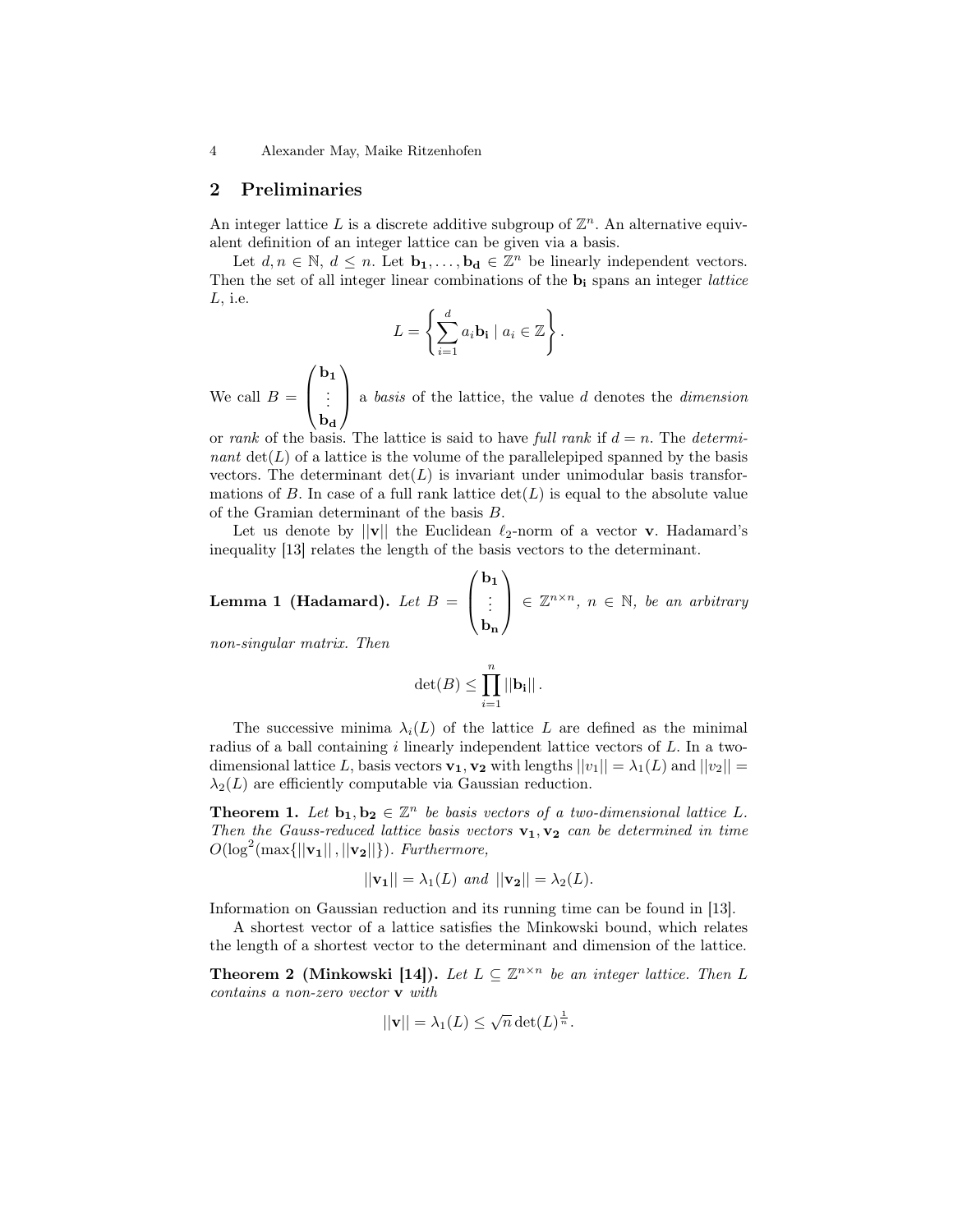## 2 Preliminaries

An integer lattice $L$ is a discrete additive subgroup of $\mathbb{Z}^n$. An alternative equivalent definition of an integer lattice can be given via a basis.

Let $d, n \in \mathbb{N}$, $d \leq n$. Let $\mathbf{b_1}, \ldots, \mathbf{b_d} \in \mathbb{Z}^n$ be linearly independent vectors. Then the set of all integer linear combinations of the $\mathbf{b_i}$ spans an integer *lattice* $L$, i.e.

$$L = \left\{ \sum_{i=1}^{d} a_i \mathbf{b_i} \mid a_i \in \mathbb{Z} \right\}.$$

We call $B = \begin{pmatrix} \mathbf{b_1} \\ \vdots \\ \mathbf{b_d} \end{pmatrix}$ a *basis* of the lattice, the value $d$ denotes the *dimension* or *rank* of the basis. The lattice is said to have *full rank* if $d = n$. The *determinant* $\det(L)$ of a lattice is the volume of the parallelepiped spanned by the basis vectors. The determinant $\det(L)$ is invariant under unimodular basis transformations of $B$. In case of a full rank lattice $\det(L)$ is equal to the absolute value of the Gramian determinant of the basis $B$.

Let us denote by $||\mathbf{v}||$ the Euclidean $\ell_2$-norm of a vector $\mathbf{v}$. Hadamard's inequality [13] relates the length of the basis vectors to the determinant.

**Lemma 1 (Hadamard).** *Let* $B = \begin{pmatrix} \mathbf{b_1} \\ \vdots \\ \mathbf{b_n} \end{pmatrix} \in \mathbb{Z}^{n \times n}$, $n \in \mathbb{N}$, *be an arbitrary non-singular matrix. Then*

$$\det(B) \leq \prod_{i=1}^{n} ||\mathbf{b_i}|| \, .$$

The successive minima $\lambda_i(L)$ of the lattice $L$ are defined as the minimal radius of a ball containing $i$ linearly independent lattice vectors of $L$. In a two-dimensional lattice $L$, basis vectors $\mathbf{v_1}, \mathbf{v_2}$ with lengths $||v_1|| = \lambda_1(L)$ and $||v_2|| = \lambda_2(L)$ are efficiently computable via Gaussian reduction.

**Theorem 1.** *Let* $\mathbf{b_1}, \mathbf{b_2} \in \mathbb{Z}^n$ *be basis vectors of a two-dimensional lattice* $L$. *Then the Gauss-reduced lattice basis vectors* $\mathbf{v_1}, \mathbf{v_2}$ *can be determined in time* $O(\log^2(\max\{||\mathbf{v_1}||, ||\mathbf{v_2}||\})$. *Furthermore,*

$$||\mathbf{v_1}|| = \lambda_1(L) \text{ and } ||\mathbf{v_2}|| = \lambda_2(L).$$

Information on Gaussian reduction and its running time can be found in [13].

A shortest vector of a lattice satisfies the Minkowski bound, which relates the length of a shortest vector to the determinant and dimension of the lattice.

**Theorem 2 (Minkowski [14]).** *Let* $L \subseteq \mathbb{Z}^{n \times n}$ *be an integer lattice. Then* $L$ *contains a non-zero vector* $\mathbf{v}$ *with*

$$||\mathbf{v}|| = \lambda_1(L) \leq \sqrt{n} \det(L)^{\frac{1}{n}}.$$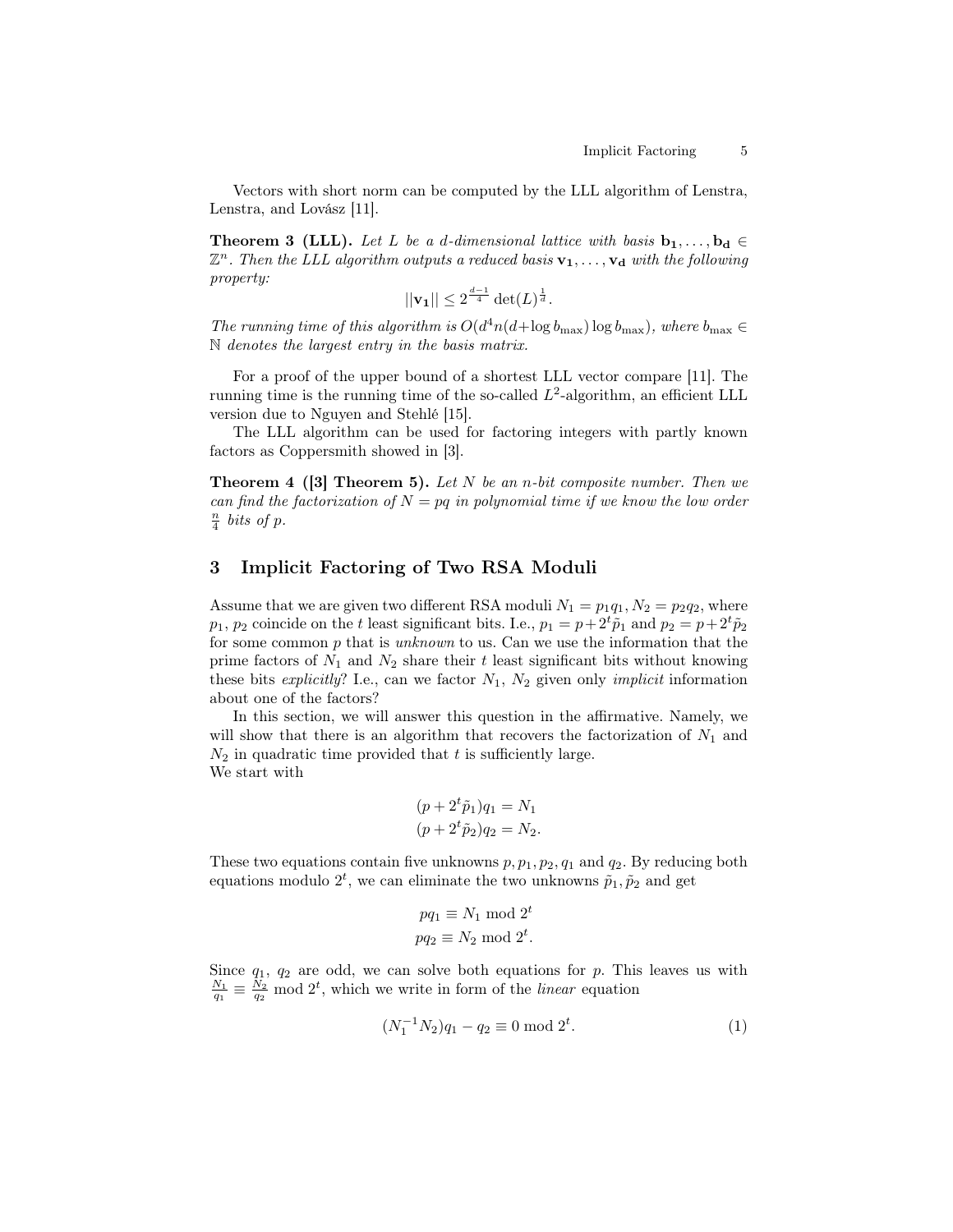Vectors with short norm can be computed by the LLL algorithm of Lenstra, Lenstra, and Lovász [11].

**Theorem 3 (LLL).** *Let $L$ be a $d$-dimensional lattice with basis $\mathbf{b_1}, \ldots, \mathbf{b_d} \in \mathbb{Z}^n$. Then the LLL algorithm outputs a reduced basis $\mathbf{v_1}, \ldots, \mathbf{v_d}$ with the following property:*

$$||\mathbf{v_1}|| \leq 2^{\frac{d-1}{4}} \det(L)^{\frac{1}{d}}.$$

*The running time of this algorithm is $O(d^4 n(d + \log b_{\max}) \log b_{\max})$, where $b_{\max} \in \mathbb{N}$ denotes the largest entry in the basis matrix.*

For a proof of the upper bound of a shortest LLL vector compare [11]. The running time is the running time of the so-called $L^2$-algorithm, an efficient LLL version due to Nguyen and Stehlé [15].

The LLL algorithm can be used for factoring integers with partly known factors as Coppersmith showed in [3].

**Theorem 4 ([3] Theorem 5).** *Let $N$ be an $n$-bit composite number. Then we can find the factorization of $N = pq$ in polynomial time if we know the low order $\frac{n}{4}$ bits of $p$.*

## 3 Implicit Factoring of Two RSA Moduli

Assume that we are given two different RSA moduli $N_1 = p_1 q_1$, $N_2 = p_2 q_2$, where $p_1$, $p_2$ coincide on the $t$ least significant bits. I.e., $p_1 = p + 2^t \tilde{p}_1$ and $p_2 = p + 2^t \tilde{p}_2$ for some common $p$ that is *unknown* to us. Can we use the information that the prime factors of $N_1$ and $N_2$ share their $t$ least significant bits without knowing these bits *explicitly*? I.e., can we factor $N_1$, $N_2$ given only *implicit* information about one of the factors?

In this section, we will answer this question in the affirmative. Namely, we will show that there is an algorithm that recovers the factorization of $N_1$ and $N_2$ in quadratic time provided that $t$ is sufficiently large.
We start with

$$(p + 2^t \tilde{p}_1) q_1 = N_1$$
$$(p + 2^t \tilde{p}_2) q_2 = N_2.$$

These two equations contain five unknowns $p, p_1, p_2, q_1$ and $q_2$. By reducing both equations modulo $2^t$, we can eliminate the two unknowns $\tilde{p}_1, \tilde{p}_2$ and get

$$p q_1 \equiv N_1 \bmod 2^t$$
$$p q_2 \equiv N_2 \bmod 2^t.$$

Since $q_1$, $q_2$ are odd, we can solve both equations for $p$. This leaves us with $\frac{N_1}{q_1} \equiv \frac{N_2}{q_2} \bmod 2^t$, which we write in form of the *linear* equation

$$(N_1^{-1} N_2) q_1 - q_2 \equiv 0 \bmod 2^t. \quad (1)$$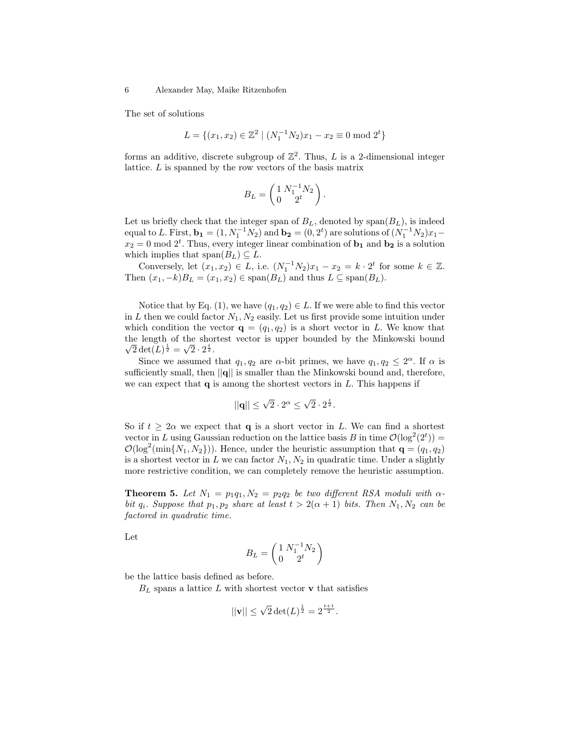The set of solutions

$$L = \{(x_1, x_2) \in \mathbb{Z}^2 \mid (N_1^{-1}N_2)x_1 - x_2 \equiv 0 \bmod 2^t\}$$

forms an additive, discrete subgroup of $\mathbb{Z}^2$. Thus, $L$ is a 2-dimensional integer lattice. $L$ is spanned by the row vectors of the basis matrix

$$B_L = \begin{pmatrix} 1 & N_1^{-1}N_2 \\ 0 & 2^t \end{pmatrix}.$$

Let us briefly check that the integer span of $B_L$, denoted by $\text{span}(B_L)$, is indeed equal to $L$. First, $\mathbf{b_1} = (1, N_1^{-1}N_2)$ and $\mathbf{b_2} = (0, 2^t)$ are solutions of $(N_1^{-1}N_2)x_1 - x_2 = 0 \bmod 2^t$. Thus, every integer linear combination of $\mathbf{b_1}$ and $\mathbf{b_2}$ is a solution which implies that $\text{span}(B_L) \subseteq L$.

Conversely, let $(x_1, x_2) \in L$, i.e. $(N_1^{-1}N_2)x_1 - x_2 = k \cdot 2^t$ for some $k \in \mathbb{Z}$. Then $(x_1, -k)B_L = (x_1, x_2) \in \text{span}(B_L)$ and thus $L \subseteq \text{span}(B_L)$.

Notice that by Eq. (1), we have $(q_1, q_2) \in L$. If we were able to find this vector in $L$ then we could factor $N_1, N_2$ easily. Let us first provide some intuition under which condition the vector $\mathbf{q} = (q_1, q_2)$ is a short vector in $L$. We know that the length of the shortest vector is upper bounded by the Minkowski bound $\sqrt{2}\det(L)^{\frac{1}{2}} = \sqrt{2} \cdot 2^{\frac{t}{2}}$.

Since we assumed that $q_1, q_2$ are $\alpha$-bit primes, we have $q_1, q_2 \leq 2^\alpha$. If $\alpha$ is sufficiently small, then $||\mathbf{q}||$ is smaller than the Minkowski bound and, therefore, we can expect that $\mathbf{q}$ is among the shortest vectors in $L$. This happens if

$$||\mathbf{q}|| \leq \sqrt{2} \cdot 2^\alpha \leq \sqrt{2} \cdot 2^{\frac{t}{2}}.$$

So if $t \geq 2\alpha$ we expect that $\mathbf{q}$ is a short vector in $L$. We can find a shortest vector in $L$ using Gaussian reduction on the lattice basis $B$ in time $\mathcal{O}(\log^2(2^t)) = \mathcal{O}(\log^2(\min\{N_1, N_2\}))$. Hence, under the heuristic assumption that $\mathbf{q} = (q_1, q_2)$ is a shortest vector in $L$ we can factor $N_1, N_2$ in quadratic time. Under a slightly more restrictive condition, we can completely remove the heuristic assumption.

**Theorem 5.** *Let $N_1 = p_1q_1, N_2 = p_2q_2$ be two different RSA moduli with $\alpha$-bit $q_i$. Suppose that $p_1, p_2$ share at least $t > 2(\alpha + 1)$ bits. Then $N_1, N_2$ can be factored in quadratic time.*

Let

$$B_L = \begin{pmatrix} 1 & N_1^{-1}N_2 \\ 0 & 2^t \end{pmatrix}$$

be the lattice basis defined as before.

$B_L$ spans a lattice $L$ with shortest vector $\mathbf{v}$ that satisfies

$$||\mathbf{v}|| \leq \sqrt{2}\det(L)^{\frac{1}{2}} = 2^{\frac{t+1}{2}}.$$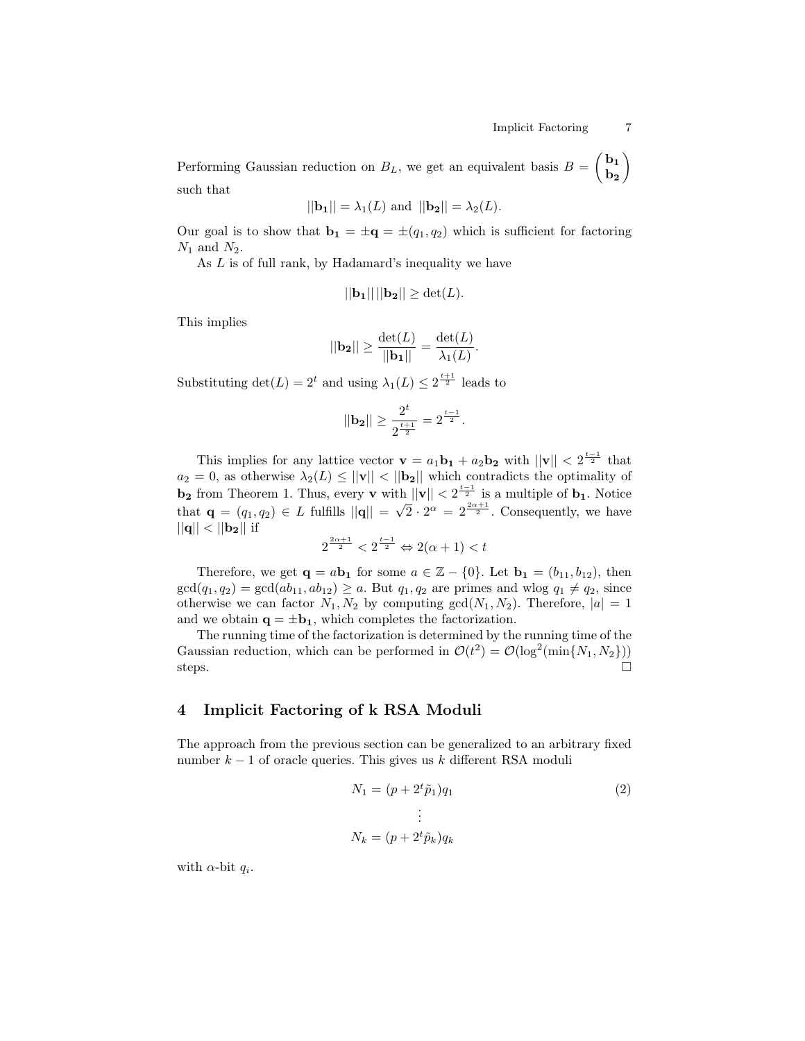Performing Gaussian reduction on $B_L$, we get an equivalent basis $B = \begin{pmatrix} \mathbf{b_1} \\ \mathbf{b_2} \end{pmatrix}$ such that

$$||\mathbf{b_1}|| = \lambda_1(L) \text{ and } ||\mathbf{b_2}|| = \lambda_2(L).$$

Our goal is to show that $\mathbf{b_1} = \pm\mathbf{q} = \pm(q_1, q_2)$ which is sufficient for factoring $N_1$ and $N_2$.

As $L$ is of full rank, by Hadamard's inequality we have

$$||\mathbf{b_1}||\,||\mathbf{b_2}|| \geq \det(L).$$

This implies

$$||\mathbf{b_2}|| \geq \frac{\det(L)}{||\mathbf{b_1}||} = \frac{\det(L)}{\lambda_1(L)}.$$

Substituting $\det(L) = 2^t$ and using $\lambda_1(L) \leq 2^{\frac{t+1}{2}}$ leads to

$$||\mathbf{b_2}|| \geq \frac{2^t}{2^{\frac{t+1}{2}}} = 2^{\frac{t-1}{2}}.$$

This implies for any lattice vector $\mathbf{v} = a_1\mathbf{b_1} + a_2\mathbf{b_2}$ with $||\mathbf{v}|| < 2^{\frac{t-1}{2}}$ that $a_2 = 0$, as otherwise $\lambda_2(L) \leq ||\mathbf{v}|| < ||\mathbf{b_2}||$ which contradicts the optimality of $\mathbf{b_2}$ from Theorem 1. Thus, every $\mathbf{v}$ with $||\mathbf{v}|| < 2^{\frac{t-1}{2}}$ is a multiple of $\mathbf{b_1}$. Notice that $\mathbf{q} = (q_1, q_2) \in L$ fulfills $||\mathbf{q}|| = \sqrt{2} \cdot 2^\alpha = 2^{\frac{2\alpha+1}{2}}$. Consequently, we have $||\mathbf{q}|| < ||\mathbf{b_2}||$ if

$$2^{\frac{2\alpha+1}{2}} < 2^{\frac{t-1}{2}} \Leftrightarrow 2(\alpha + 1) < t$$

Therefore, we get $\mathbf{q} = a\mathbf{b_1}$ for some $a \in \mathbb{Z} - \{0\}$. Let $\mathbf{b_1} = (b_{11}, b_{12})$, then $\gcd(q_1, q_2) = \gcd(ab_{11}, ab_{12}) \geq a$. But $q_1, q_2$ are primes and wlog $q_1 \neq q_2$, since otherwise we can factor $N_1, N_2$ by computing $\gcd(N_1, N_2)$. Therefore, $|a| = 1$ and we obtain $\mathbf{q} = \pm\mathbf{b_1}$, which completes the factorization.

The running time of the factorization is determined by the running time of the Gaussian reduction, which can be performed in $\mathcal{O}(t^2) = \mathcal{O}(\log^2(\min\{N_1, N_2\}))$ steps. □

## 4 Implicit Factoring of k RSA Moduli

The approach from the previous section can be generalized to an arbitrary fixed number $k - 1$ of oracle queries. This gives us $k$ different RSA moduli

$$\begin{aligned} N_1 &= (p + 2^t\tilde{p}_1)q_1 \\ &\vdots \\ N_k &= (p + 2^t\tilde{p}_k)q_k \end{aligned} \tag{2}$$

with $\alpha$-bit $q_i$.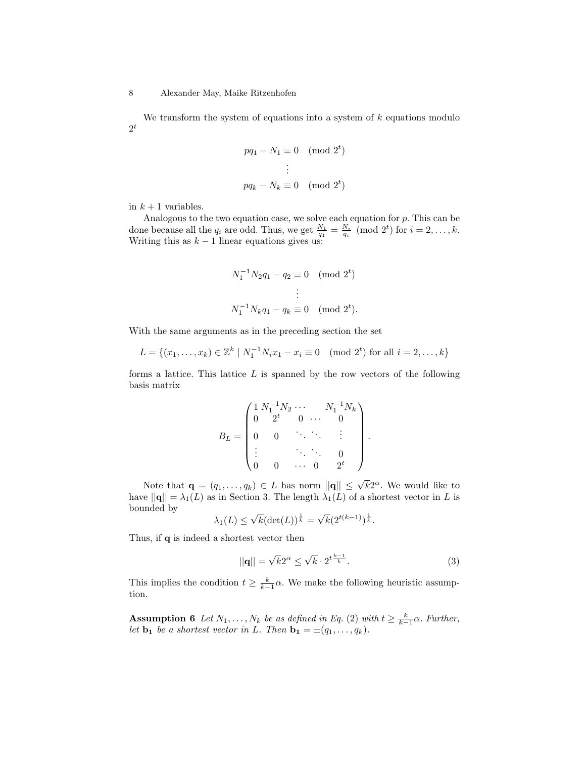We transform the system of equations into a system of $k$ equations modulo $2^t$

$$
\begin{aligned}
pq_1 - N_1 &\equiv 0 \pmod{2^t} \\
&\vdots \\
pq_k - N_k &\equiv 0 \pmod{2^t}
\end{aligned}
$$

in $k+1$ variables.

Analogous to the two equation case, we solve each equation for $p$. This can be done because all the $q_i$ are odd. Thus, we get $\frac{N_1}{q_1} = \frac{N_i}{q_i} \pmod{2^t}$ for $i = 2, \ldots, k$. Writing this as $k-1$ linear equations gives us:

$$
\begin{aligned}
N_1^{-1} N_2 q_1 - q_2 &\equiv 0 \pmod{2^t} \\
&\vdots \\
N_1^{-1} N_k q_1 - q_k &\equiv 0 \pmod{2^t}.
\end{aligned}
$$

With the same arguments as in the preceding section the set

$$
L = \{(x_1, \ldots, x_k) \in \mathbb{Z}^k \mid N_1^{-1} N_i x_1 - x_i \equiv 0 \pmod{2^t} \text{ for all } i = 2, \ldots, k\}
$$

forms a lattice. This lattice $L$ is spanned by the row vectors of the following basis matrix

$$
B_L = \begin{pmatrix}
1 & N_1^{-1}N_2 & \cdots & & N_1^{-1}N_k \\
0 & 2^t & 0 & \cdots & 0 \\
0 & 0 & \ddots & \ddots & \vdots \\
\vdots & & \ddots & \ddots & 0 \\
0 & 0 & \cdots & 0 & 2^t
\end{pmatrix}.
$$

Note that $\mathbf{q} = (q_1, \ldots, q_k) \in L$ has norm $||\mathbf{q}|| \leq \sqrt{k} 2^\alpha$. We would like to have $||\mathbf{q}|| = \lambda_1(L)$ as in Section 3. The length $\lambda_1(L)$ of a shortest vector in $L$ is bounded by

$$
\lambda_1(L) \leq \sqrt{k} (\det(L))^{\frac{1}{k}} = \sqrt{k} (2^{t(k-1)})^{\frac{1}{k}}.
$$

Thus, if $\mathbf{q}$ is indeed a shortest vector then

$$
||\mathbf{q}|| = \sqrt{k} 2^\alpha \leq \sqrt{k} \cdot 2^{t\frac{k-1}{k}}. \tag{3}
$$

This implies the condition $t \geq \frac{k}{k-1}\alpha$. We make the following heuristic assumption.

**Assumption 6** *Let $N_1, \ldots, N_k$ be as defined in Eq. (2) with $t \geq \frac{k}{k-1}\alpha$. Further, let $\mathbf{b_1}$ be a shortest vector in $L$. Then $\mathbf{b_1} = \pm(q_1, \ldots, q_k)$.*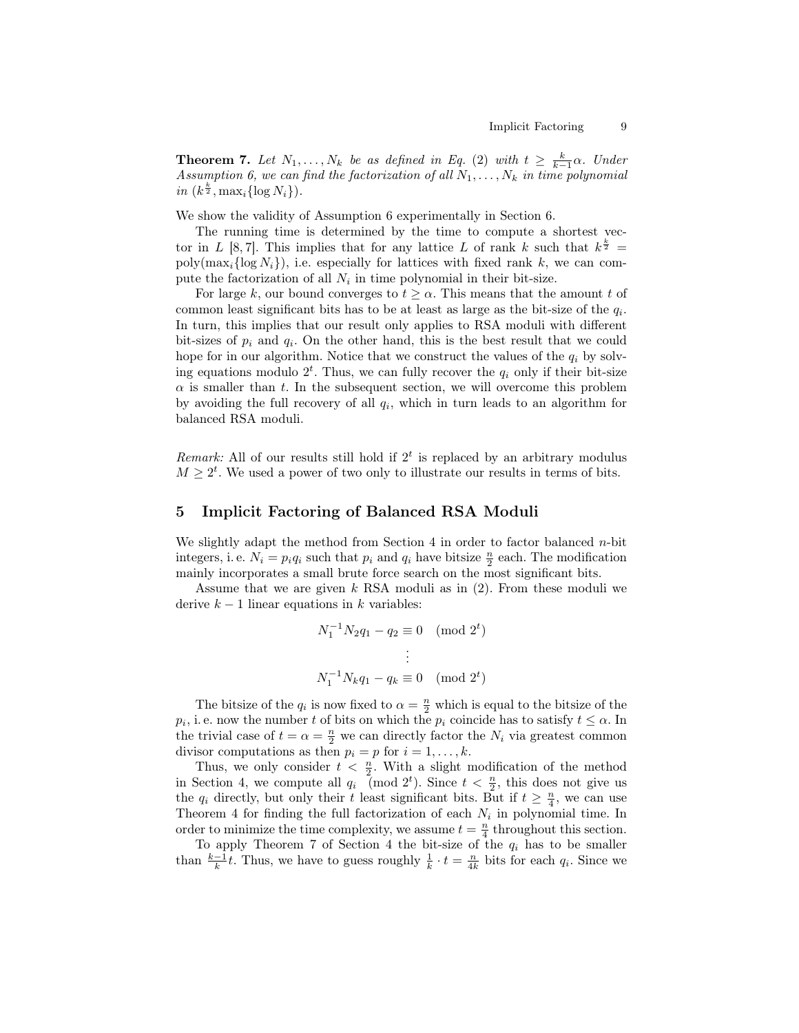**Theorem 7.** *Let $N_1, \ldots, N_k$ be as defined in Eq. (2) with $t \geq \frac{k}{k-1}\alpha$. Under Assumption 6, we can find the factorization of all $N_1, \ldots, N_k$ in time polynomial in $(k^{\frac{k}{2}}, \max_i\{\log N_i\})$.*

We show the validity of Assumption 6 experimentally in Section 6.

The running time is determined by the time to compute a shortest vector in $L$ [8, 7]. This implies that for any lattice $L$ of rank $k$ such that $k^{\frac{k}{2}} = \text{poly}(\max_i\{\log N_i\})$, i.e. especially for lattices with fixed rank $k$, we can compute the factorization of all $N_i$ in time polynomial in their bit-size.

For large $k$, our bound converges to $t \geq \alpha$. This means that the amount $t$ of common least significant bits has to be at least as large as the bit-size of the $q_i$. In turn, this implies that our result only applies to RSA moduli with different bit-sizes of $p_i$ and $q_i$. On the other hand, this is the best result that we could hope for in our algorithm. Notice that we construct the values of the $q_i$ by solving equations modulo $2^t$. Thus, we can fully recover the $q_i$ only if their bit-size $\alpha$ is smaller than $t$. In the subsequent section, we will overcome this problem by avoiding the full recovery of all $q_i$, which in turn leads to an algorithm for balanced RSA moduli.

*Remark:* All of our results still hold if $2^t$ is replaced by an arbitrary modulus $M \geq 2^t$. We used a power of two only to illustrate our results in terms of bits.

## 5 Implicit Factoring of Balanced RSA Moduli

We slightly adapt the method from Section 4 in order to factor balanced $n$-bit integers, i. e. $N_i = p_i q_i$ such that $p_i$ and $q_i$ have bitsize $\frac{n}{2}$ each. The modification mainly incorporates a small brute force search on the most significant bits.

Assume that we are given $k$ RSA moduli as in (2). From these moduli we derive $k-1$ linear equations in $k$ variables:

$$
\begin{gathered}
N_1^{-1}N_2 q_1 - q_2 \equiv 0 \pmod{2^t} \\
\vdots \\
N_1^{-1}N_k q_1 - q_k \equiv 0 \pmod{2^t}
\end{gathered}
$$

The bitsize of the $q_i$ is now fixed to $\alpha = \frac{n}{2}$ which is equal to the bitsize of the $p_i$, i. e. now the number $t$ of bits on which the $p_i$ coincide has to satisfy $t \leq \alpha$. In the trivial case of $t = \alpha = \frac{n}{2}$ we can directly factor the $N_i$ via greatest common divisor computations as then $p_i = p$ for $i = 1, \ldots, k$.

Thus, we only consider $t < \frac{n}{2}$. With a slight modification of the method in Section 4, we compute all $q_i \pmod{2^t}$. Since $t < \frac{n}{2}$, this does not give us the $q_i$ directly, but only their $t$ least significant bits. But if $t \geq \frac{n}{4}$, we can use Theorem 4 for finding the full factorization of each $N_i$ in polynomial time. In order to minimize the time complexity, we assume $t = \frac{n}{4}$ throughout this section.

To apply Theorem 7 of Section 4 the bit-size of the $q_i$ has to be smaller than $\frac{k-1}{k}t$. Thus, we have to guess roughly $\frac{1}{k} \cdot t = \frac{n}{4k}$ bits for each $q_i$. Since we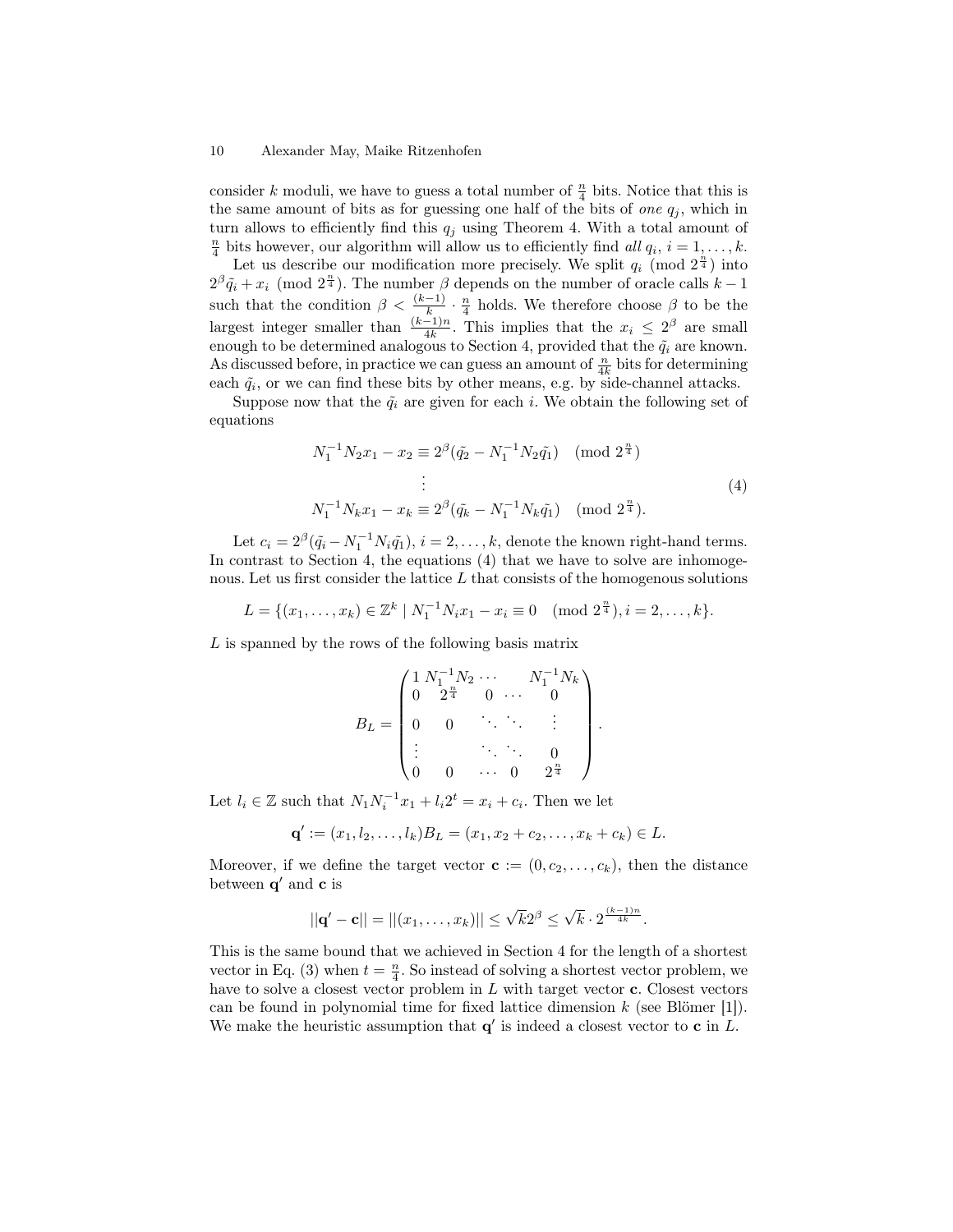consider $k$ moduli, we have to guess a total number of $\frac{n}{4}$ bits. Notice that this is the same amount of bits as for guessing one half of the bits of *one* $q_j$, which in turn allows to efficiently find this $q_j$ using Theorem 4. With a total amount of $\frac{n}{4}$ bits however, our algorithm will allow us to efficiently find *all* $q_i$, $i = 1, \ldots, k$.

Let us describe our modification more precisely. We split $q_i \pmod{2^{\frac{n}{4}}}$ into $2^\beta \tilde{q}_i + x_i \pmod{2^{\frac{n}{4}}}$. The number $\beta$ depends on the number of oracle calls $k-1$ such that the condition $\beta < \frac{(k-1)}{k} \cdot \frac{n}{4}$ holds. We therefore choose $\beta$ to be the largest integer smaller than $\frac{(k-1)n}{4k}$. This implies that the $x_i \leq 2^\beta$ are small enough to be determined analogous to Section 4, provided that the $\tilde{q}_i$ are known. As discussed before, in practice we can guess an amount of $\frac{n}{4k}$ bits for determining each $\tilde{q}_i$, or we can find these bits by other means, e.g. by side-channel attacks.

Suppose now that the $\tilde{q}_i$ are given for each $i$. We obtain the following set of equations

$$
\begin{aligned}
N_1^{-1}N_2x_1 - x_2 &\equiv 2^\beta(\tilde{q_2} - N_1^{-1}N_2\tilde{q_1}) \pmod{2^{\frac{n}{4}}}\\
&\vdots\\
N_1^{-1}N_kx_1 - x_k &\equiv 2^\beta(\tilde{q_k} - N_1^{-1}N_k\tilde{q_1}) \pmod{2^{\frac{n}{4}}}.
\end{aligned}
\tag{4}
$$

Let $c_i = 2^\beta(\tilde{q}_i - N_1^{-1}N_i\tilde{q_1})$, $i = 2, \ldots, k$, denote the known right-hand terms. In contrast to Section 4, the equations (4) that we have to solve are inhomogenous. Let us first consider the lattice $L$ that consists of the homogenous solutions

$$L = \{(x_1, \ldots, x_k) \in \mathbb{Z}^k \mid N_1^{-1}N_ix_1 - x_i \equiv 0 \pmod{2^{\frac{n}{4}}}, i = 2, \ldots, k\}.$$

$L$ is spanned by the rows of the following basis matrix

$$B_L = \begin{pmatrix} 1 & N_1^{-1}N_2 & \cdots & & N_1^{-1}N_k \\ 0 & 2^{\frac{n}{4}} & 0 & \cdots & 0 \\ 0 & 0 & \ddots & \ddots & \vdots \\ \vdots & & \ddots & \ddots & 0 \\ 0 & 0 & \cdots & 0 & 2^{\frac{n}{4}} \end{pmatrix}.$$

Let $l_i \in \mathbb{Z}$ such that $N_1N_i^{-1}x_1 + l_i2^t = x_i + c_i$. Then we let

$$\mathbf{q}' := (x_1, l_2, \ldots, l_k)B_L = (x_1, x_2 + c_2, \ldots, x_k + c_k) \in L.$$

Moreover, if we define the target vector $\mathbf{c} := (0, c_2, \ldots, c_k)$, then the distance between $\mathbf{q}'$ and $\mathbf{c}$ is

$$||\mathbf{q}' - \mathbf{c}|| = ||(x_1, \ldots, x_k)|| \leq \sqrt{k}2^\beta \leq \sqrt{k} \cdot 2^{\frac{(k-1)n}{4k}}.$$

This is the same bound that we achieved in Section 4 for the length of a shortest vector in Eq. (3) when $t = \frac{n}{4}$. So instead of solving a shortest vector problem, we have to solve a closest vector problem in $L$ with target vector $\mathbf{c}$. Closest vectors can be found in polynomial time for fixed lattice dimension $k$ (see Blömer [1]). We make the heuristic assumption that $\mathbf{q}'$ is indeed a closest vector to $\mathbf{c}$ in $L$.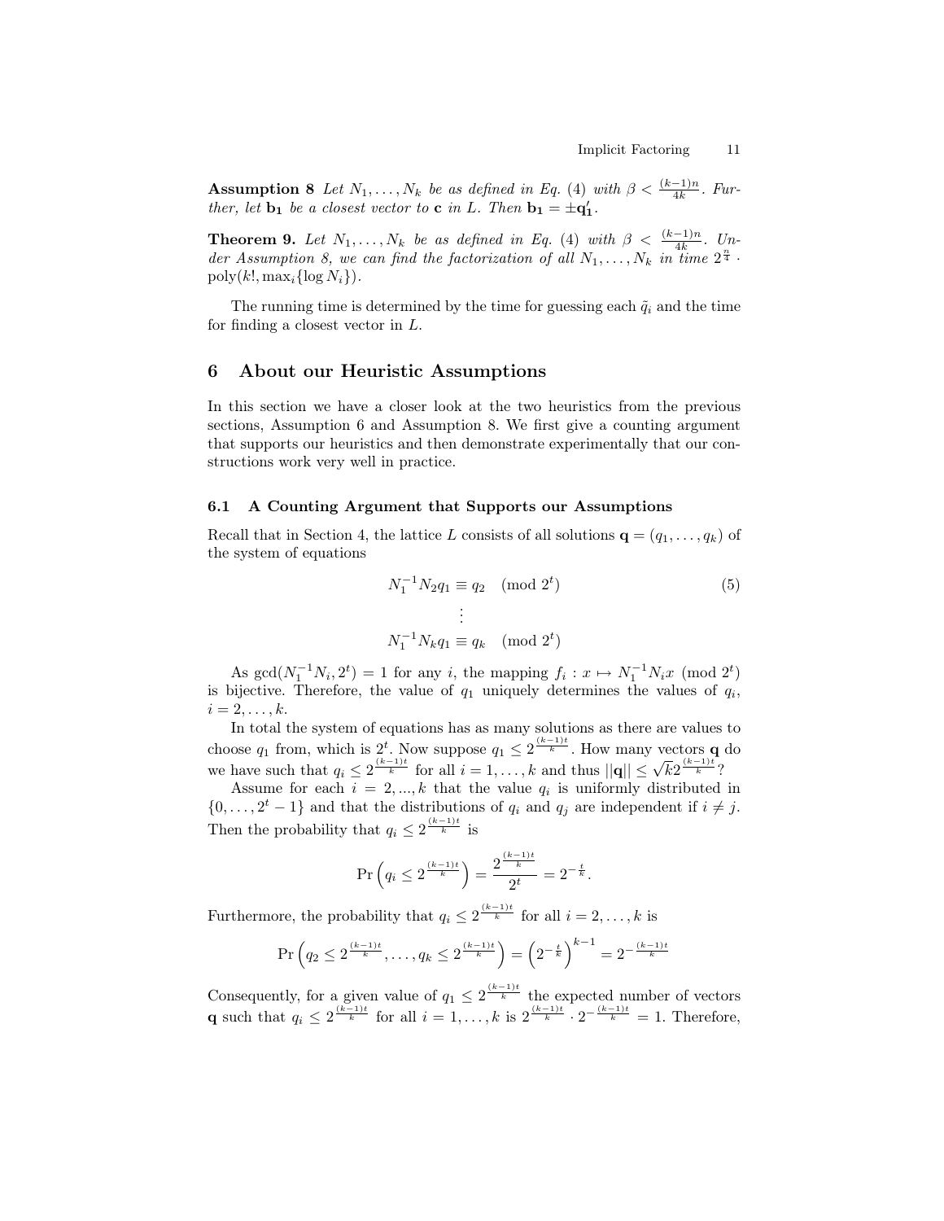**Assumption 8** *Let $N_1, \ldots, N_k$ be as defined in Eq. (4) with $\beta < \frac{(k-1)n}{4k}$. Further, let $\mathbf{b_1}$ be a closest vector to $\mathbf{c}$ in $L$. Then $\mathbf{b_1} = \pm \mathbf{q_1'}$.*

**Theorem 9.** *Let $N_1, \ldots, N_k$ be as defined in Eq. (4) with $\beta < \frac{(k-1)n}{4k}$. Under Assumption 8, we can find the factorization of all $N_1, \ldots, N_k$ in time $2^{\frac{n}{4}} \cdot \mathrm{poly}(k!, \max_i\{\log N_i\})$.*

The running time is determined by the time for guessing each $\tilde{q}_i$ and the time for finding a closest vector in $L$.

## 6 About our Heuristic Assumptions

In this section we have a closer look at the two heuristics from the previous sections, Assumption 6 and Assumption 8. We first give a counting argument that supports our heuristics and then demonstrate experimentally that our constructions work very well in practice.

### 6.1 A Counting Argument that Supports our Assumptions

Recall that in Section 4, the lattice $L$ consists of all solutions $\mathbf{q} = (q_1, \ldots, q_k)$ of the system of equations

$$\begin{aligned} N_1^{-1} N_2 q_1 &\equiv q_2 \pmod{2^t} \\ &\vdots \\ N_1^{-1} N_k q_1 &\equiv q_k \pmod{2^t} \end{aligned} \tag{5}$$

As $\gcd(N_1^{-1}N_i, 2^t) = 1$ for any $i$, the mapping $f_i : x \mapsto N_1^{-1}N_i x \pmod{2^t}$ is bijective. Therefore, the value of $q_1$ uniquely determines the values of $q_i$, $i = 2, \ldots, k$.

In total the system of equations has as many solutions as there are values to choose $q_1$ from, which is $2^t$. Now suppose $q_1 \leq 2^{\frac{(k-1)t}{k}}$. How many vectors $\mathbf{q}$ do we have such that $q_i \leq 2^{\frac{(k-1)t}{k}}$ for all $i = 1, \ldots, k$ and thus $||\mathbf{q}|| \leq \sqrt{k} 2^{\frac{(k-1)t}{k}}$?

Assume for each $i = 2, ..., k$ that the value $q_i$ is uniformly distributed in $\{0, \ldots, 2^t - 1\}$ and that the distributions of $q_i$ and $q_j$ are independent if $i \neq j$. Then the probability that $q_i \leq 2^{\frac{(k-1)t}{k}}$ is

$$\Pr\left(q_i \leq 2^{\frac{(k-1)t}{k}}\right) = \frac{2^{\frac{(k-1)t}{k}}}{2^t} = 2^{-\frac{t}{k}}.$$

Furthermore, the probability that $q_i \leq 2^{\frac{(k-1)t}{k}}$ for all $i = 2, \ldots, k$ is

$$\Pr\left(q_2 \leq 2^{\frac{(k-1)t}{k}}, \ldots, q_k \leq 2^{\frac{(k-1)t}{k}}\right) = \left(2^{-\frac{t}{k}}\right)^{k-1} = 2^{-\frac{(k-1)t}{k}}$$

Consequently, for a given value of $q_1 \leq 2^{\frac{(k-1)t}{k}}$ the expected number of vectors $\mathbf{q}$ such that $q_i \leq 2^{\frac{(k-1)t}{k}}$ for all $i = 1, \ldots, k$ is $2^{\frac{(k-1)t}{k}} \cdot 2^{-\frac{(k-1)t}{k}} = 1$. Therefore,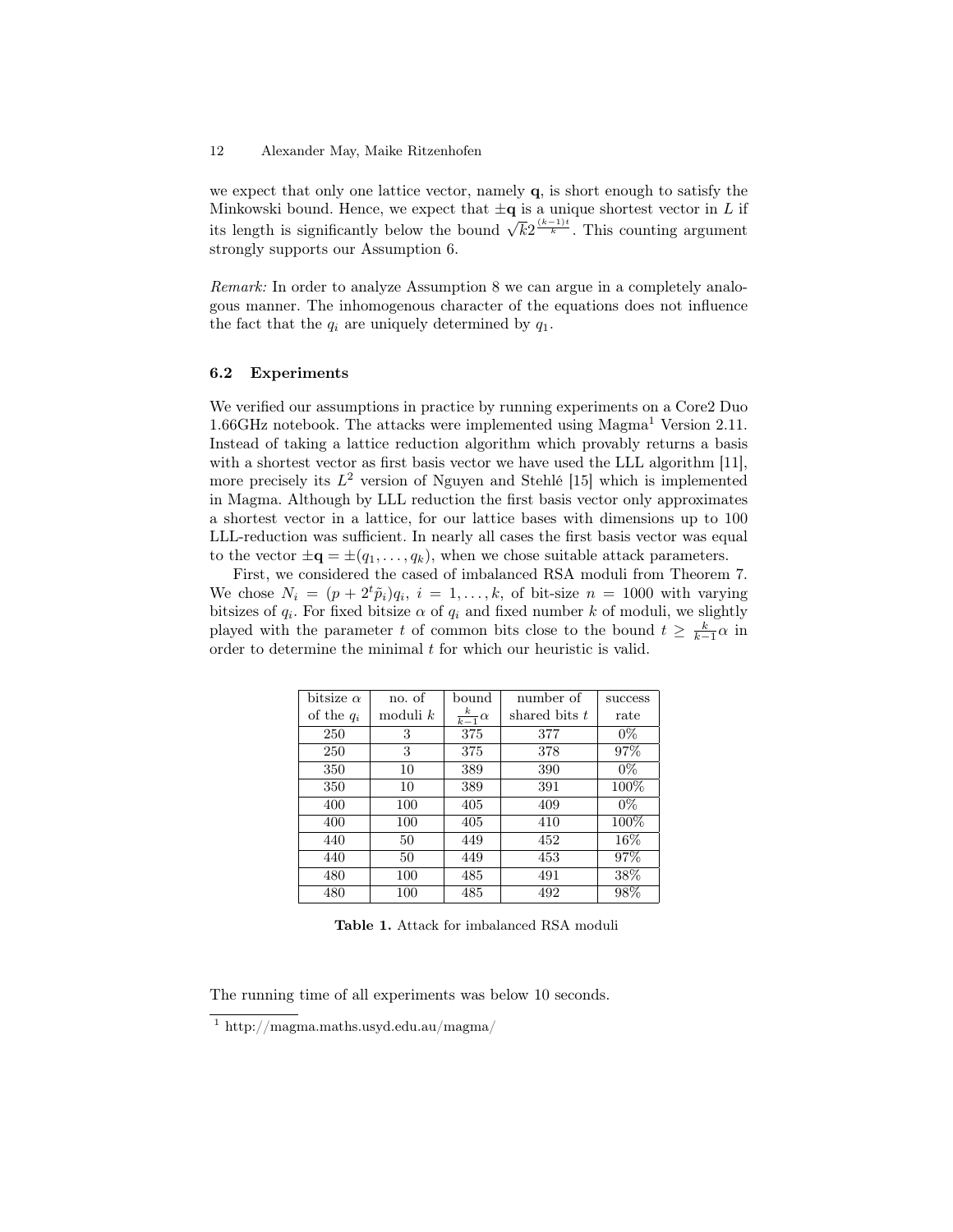we expect that only one lattice vector, namely $\mathbf{q}$, is short enough to satisfy the Minkowski bound. Hence, we expect that $\pm\mathbf{q}$ is a unique shortest vector in $L$ if its length is significantly below the bound $\sqrt{k}2^{\frac{(k-1)t}{k}}$. This counting argument strongly supports our Assumption 6.

*Remark:* In order to analyze Assumption 8 we can argue in a completely analogous manner. The inhomogenous character of the equations does not influence the fact that the $q_i$ are uniquely determined by $q_1$.

### 6.2 Experiments

We verified our assumptions in practice by running experiments on a Core2 Duo 1.66GHz notebook. The attacks were implemented using Magma[1] Version 2.11. Instead of taking a lattice reduction algorithm which provably returns a basis with a shortest vector as first basis vector we have used the LLL algorithm [11], more precisely its $L^2$ version of Nguyen and Stehlé [15] which is implemented in Magma. Although by LLL reduction the first basis vector only approximates a shortest vector in a lattice, for our lattice bases with dimensions up to 100 LLL-reduction was sufficient. In nearly all cases the first basis vector was equal to the vector $\pm\mathbf{q} = \pm(q_1, \ldots, q_k)$, when we chose suitable attack parameters.

First, we considered the cased of imbalanced RSA moduli from Theorem 7. We chose $N_i = (p + 2^t\tilde{p}_i)q_i$, $i = 1, \ldots, k$, of bit-size $n = 1000$ with varying bitsizes of $q_i$. For fixed bitsize $\alpha$ of $q_i$ and fixed number $k$ of moduli, we slightly played with the parameter $t$ of common bits close to the bound $t \geq \frac{k}{k-1}\alpha$ in order to determine the minimal $t$ for which our heuristic is valid.

| bitsize $\alpha$ of the $q_i$ | no. of moduli $k$ | bound $\frac{k}{k-1}\alpha$ | number of shared bits $t$ | success rate |
|---|---|---|---|---|
| 250 | 3 | 375 | 377 | 0% |
| 250 | 3 | 375 | 378 | 97% |
| 350 | 10 | 389 | 390 | 0% |
| 350 | 10 | 389 | 391 | 100% |
| 400 | 100 | 405 | 409 | 0% |
| 400 | 100 | 405 | 410 | 100% |
| 440 | 50 | 449 | 452 | 16% |
| 440 | 50 | 449 | 453 | 97% |
| 480 | 100 | 485 | 491 | 38% |
| 480 | 100 | 485 | 492 | 98% |

**Table 1.** Attack for imbalanced RSA moduli

The running time of all experiments was below 10 seconds.

[1] http://magma.maths.usyd.edu.au/magma/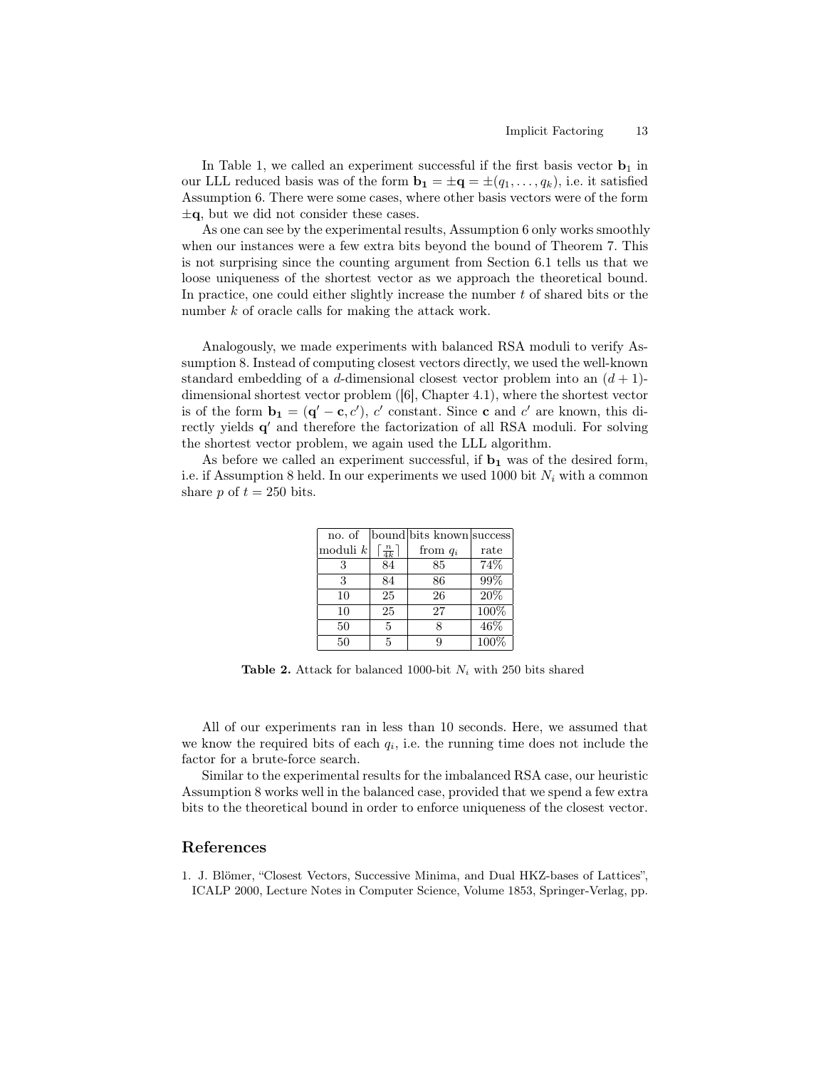In Table 1, we called an experiment successful if the first basis vector $\mathbf{b}_1$ in our LLL reduced basis was of the form $\mathbf{b_1} = \pm\mathbf{q} = \pm(q_1, \ldots, q_k)$, i.e. it satisfied Assumption 6. There were some cases, where other basis vectors were of the form $\pm\mathbf{q}$, but we did not consider these cases.

As one can see by the experimental results, Assumption 6 only works smoothly when our instances were a few extra bits beyond the bound of Theorem 7. This is not surprising since the counting argument from Section 6.1 tells us that we loose uniqueness of the shortest vector as we approach the theoretical bound. In practice, one could either slightly increase the number $t$ of shared bits or the number $k$ of oracle calls for making the attack work.

Analogously, we made experiments with balanced RSA moduli to verify Assumption 8. Instead of computing closest vectors directly, we used the well-known standard embedding of a $d$-dimensional closest vector problem into an $(d+1)$-dimensional shortest vector problem ([6], Chapter 4.1), where the shortest vector is of the form $\mathbf{b_1} = (\mathbf{q'} - \mathbf{c}, c')$, $c'$ constant. Since $\mathbf{c}$ and $c'$ are known, this directly yields $\mathbf{q'}$ and therefore the factorization of all RSA moduli. For solving the shortest vector problem, we again used the LLL algorithm.

As before we called an experiment successful, if $\mathbf{b_1}$ was of the desired form, i.e. if Assumption 8 held. In our experiments we used 1000 bit $N_i$ with a common share $p$ of $t = 250$ bits.

| no. of moduli $k$ | bound $\lceil \frac{n}{4k} \rceil$ | bits known from $q_i$ | success rate |
|---|---|---|---|
| 3 | 84 | 85 | 74% |
| 3 | 84 | 86 | 99% |
| 10 | 25 | 26 | 20% |
| 10 | 25 | 27 | 100% |
| 50 | 5 | 8 | 46% |
| 50 | 5 | 9 | 100% |

**Table 2.** Attack for balanced 1000-bit $N_i$ with 250 bits shared

All of our experiments ran in less than 10 seconds. Here, we assumed that we know the required bits of each $q_i$, i.e. the running time does not include the factor for a brute-force search.

Similar to the experimental results for the imbalanced RSA case, our heuristic Assumption 8 works well in the balanced case, provided that we spend a few extra bits to the theoretical bound in order to enforce uniqueness of the closest vector.

## References

1. J. Blömer, "Closest Vectors, Successive Minima, and Dual HKZ-bases of Lattices", ICALP 2000, Lecture Notes in Computer Science, Volume 1853, Springer-Verlag, pp.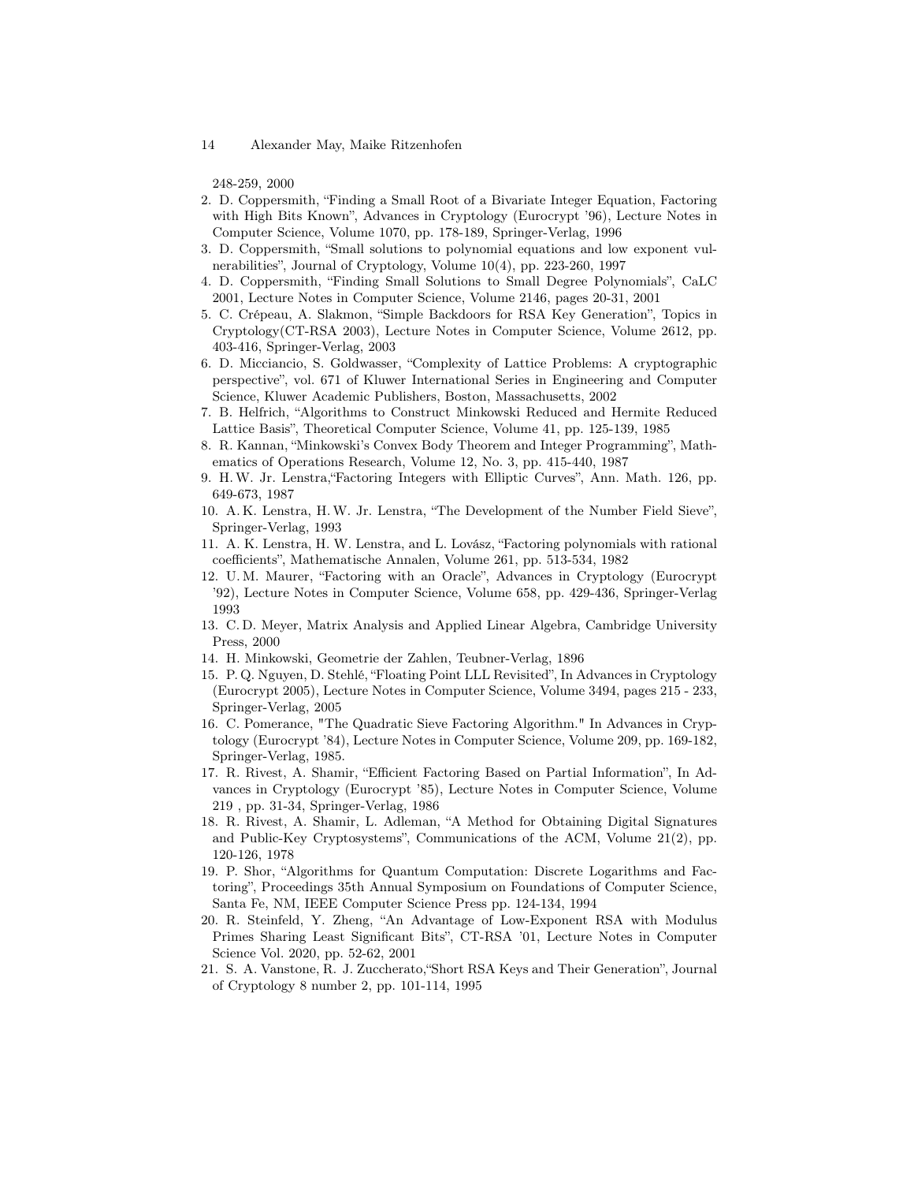248-259, 2000

2. D. Coppersmith, “Finding a Small Root of a Bivariate Integer Equation, Factoring with High Bits Known”, Advances in Cryptology (Eurocrypt ’96), Lecture Notes in Computer Science, Volume 1070, pp. 178-189, Springer-Verlag, 1996
3. D. Coppersmith, “Small solutions to polynomial equations and low exponent vulnerabilities”, Journal of Cryptology, Volume 10(4), pp. 223-260, 1997
4. D. Coppersmith, “Finding Small Solutions to Small Degree Polynomials”, CaLC 2001, Lecture Notes in Computer Science, Volume 2146, pages 20-31, 2001
5. C. Crépeau, A. Slakmon, “Simple Backdoors for RSA Key Generation”, Topics in Cryptology(CT-RSA 2003), Lecture Notes in Computer Science, Volume 2612, pp. 403-416, Springer-Verlag, 2003
6. D. Micciancio, S. Goldwasser, “Complexity of Lattice Problems: A cryptographic perspective”, vol. 671 of Kluwer International Series in Engineering and Computer Science, Kluwer Academic Publishers, Boston, Massachusetts, 2002
7. B. Helfrich, “Algorithms to Construct Minkowski Reduced and Hermite Reduced Lattice Basis”, Theoretical Computer Science, Volume 41, pp. 125-139, 1985
8. R. Kannan, “Minkowski’s Convex Body Theorem and Integer Programming”, Mathematics of Operations Research, Volume 12, No. 3, pp. 415-440, 1987
9. H. W. Jr. Lenstra,“Factoring Integers with Elliptic Curves”, Ann. Math. 126, pp. 649-673, 1987
10. A. K. Lenstra, H. W. Jr. Lenstra, “The Development of the Number Field Sieve”, Springer-Verlag, 1993
11. A. K. Lenstra, H. W. Lenstra, and L. Lovász, “Factoring polynomials with rational coefficients”, Mathematische Annalen, Volume 261, pp. 513-534, 1982
12. U. M. Maurer, “Factoring with an Oracle”, Advances in Cryptology (Eurocrypt ’92), Lecture Notes in Computer Science, Volume 658, pp. 429-436, Springer-Verlag 1993
13. C. D. Meyer, Matrix Analysis and Applied Linear Algebra, Cambridge University Press, 2000
14. H. Minkowski, Geometrie der Zahlen, Teubner-Verlag, 1896
15. P. Q. Nguyen, D. Stehlé, “Floating Point LLL Revisited”, In Advances in Cryptology (Eurocrypt 2005), Lecture Notes in Computer Science, Volume 3494, pages 215 - 233, Springer-Verlag, 2005
16. C. Pomerance, "The Quadratic Sieve Factoring Algorithm." In Advances in Cryptology (Eurocrypt ’84), Lecture Notes in Computer Science, Volume 209, pp. 169-182, Springer-Verlag, 1985.
17. R. Rivest, A. Shamir, “Efficient Factoring Based on Partial Information”, In Advances in Cryptology (Eurocrypt ’85), Lecture Notes in Computer Science, Volume 219 , pp. 31-34, Springer-Verlag, 1986
18. R. Rivest, A. Shamir, L. Adleman, “A Method for Obtaining Digital Signatures and Public-Key Cryptosystems”, Communications of the ACM, Volume 21(2), pp. 120-126, 1978
19. P. Shor, “Algorithms for Quantum Computation: Discrete Logarithms and Factoring”, Proceedings 35th Annual Symposium on Foundations of Computer Science, Santa Fe, NM, IEEE Computer Science Press pp. 124-134, 1994
20. R. Steinfeld, Y. Zheng, “An Advantage of Low-Exponent RSA with Modulus Primes Sharing Least Significant Bits”, CT-RSA ’01, Lecture Notes in Computer Science Vol. 2020, pp. 52-62, 2001
21. S. A. Vanstone, R. J. Zuccherato,“Short RSA Keys and Their Generation”, Journal of Cryptology 8 number 2, pp. 101-114, 1995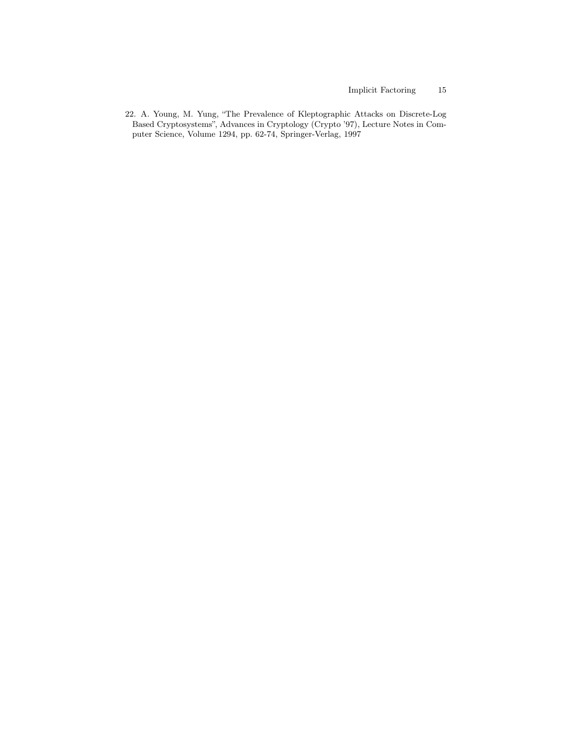22. A. Young, M. Yung, "The Prevalence of Kleptographic Attacks on Discrete-Log Based Cryptosystems", Advances in Cryptology (Crypto '97), Lecture Notes in Computer Science, Volume 1294, pp. 62-74, Springer-Verlag, 1997